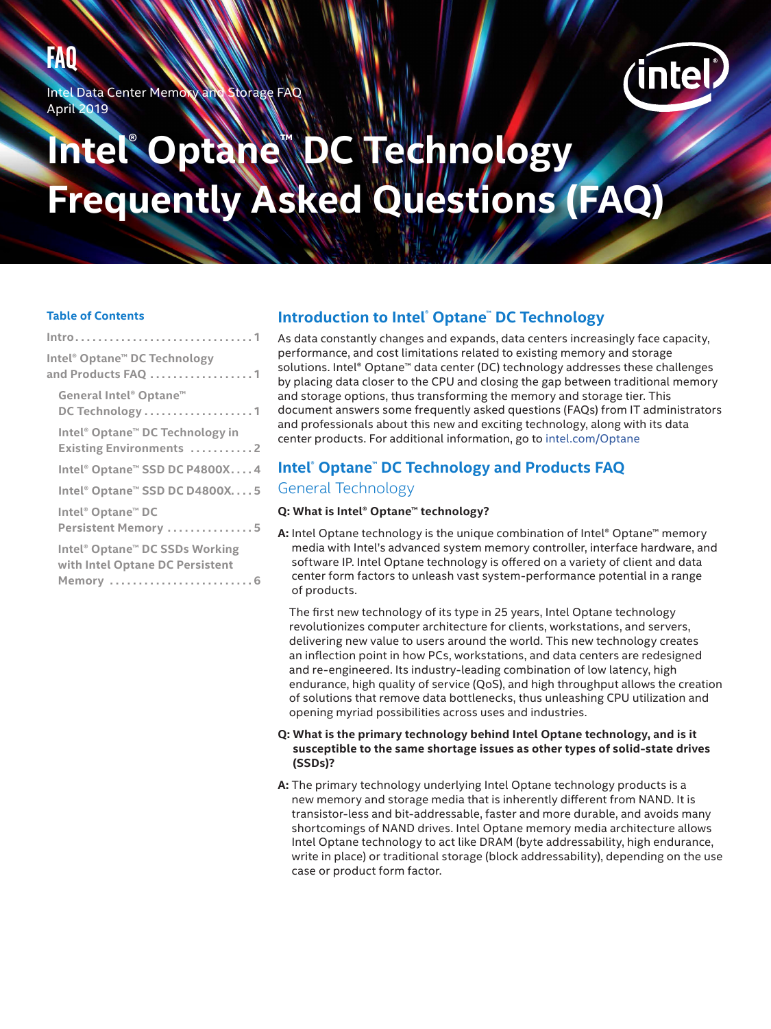FAQ

Intel Data Center Memory and Storage FAQ
April 2019

# Intel® Optane™ DC Technology Frequently Asked Questions (FAQ)

**Table of Contents**

- Intro . . . . . . . . . . . . . . . . . . . . . . . . . . . . . . . 1
- Intel® Optane™ DC Technology and Products FAQ . . . . . . . . . . . . . . . . . . 1
  - General Intel® Optane™ DC Technology . . . . . . . . . . . . . . . . . . . 1
  - Intel® Optane™ DC Technology in Existing Environments . . . . . . . . . . . 2
  - Intel® Optane™ SSD DC P4800X . . . . 4
  - Intel® Optane™ SSD DC D4800X . . . . 5
  - Intel® Optane™ DC Persistent Memory . . . . . . . . . . . . . . . 5
  - Intel® Optane™ DC SSDs Working with Intel Optane DC Persistent Memory . . . . . . . . . . . . . . . . . . . . . . . . . 6

## Introduction to Intel® Optane™ DC Technology

As data constantly changes and expands, data centers increasingly face capacity, performance, and cost limitations related to existing memory and storage solutions. Intel® Optane™ data center (DC) technology addresses these challenges by placing data closer to the CPU and closing the gap between traditional memory and storage options, thus transforming the memory and storage tier. This document answers some frequently asked questions (FAQs) from IT administrators and professionals about this new and exciting technology, along with its data center products. For additional information, go to intel.com/Optane

## Intel® Optane™ DC Technology and Products FAQ

### General Technology

**Q: What is Intel® Optane™ technology?**

**A:** Intel Optane technology is the unique combination of Intel® Optane™ memory media with Intel's advanced system memory controller, interface hardware, and software IP. Intel Optane technology is offered on a variety of client and data center form factors to unleash vast system-performance potential in a range of products.

The first new technology of its type in 25 years, Intel Optane technology revolutionizes computer architecture for clients, workstations, and servers, delivering new value to users around the world. This new technology creates an inflection point in how PCs, workstations, and data centers are redesigned and re-engineered. Its industry-leading combination of low latency, high endurance, high quality of service (QoS), and high throughput allows the creation of solutions that remove data bottlenecks, thus unleashing CPU utilization and opening myriad possibilities across uses and industries.

**Q: What is the primary technology behind Intel Optane technology, and is it susceptible to the same shortage issues as other types of solid-state drives (SSDs)?**

**A:** The primary technology underlying Intel Optane technology products is a new memory and storage media that is inherently different from NAND. It is transistor-less and bit-addressable, faster and more durable, and avoids many shortcomings of NAND drives. Intel Optane memory media architecture allows Intel Optane technology to act like DRAM (byte addressability, high endurance, write in place) or traditional storage (block addressability), depending on the use case or product form factor.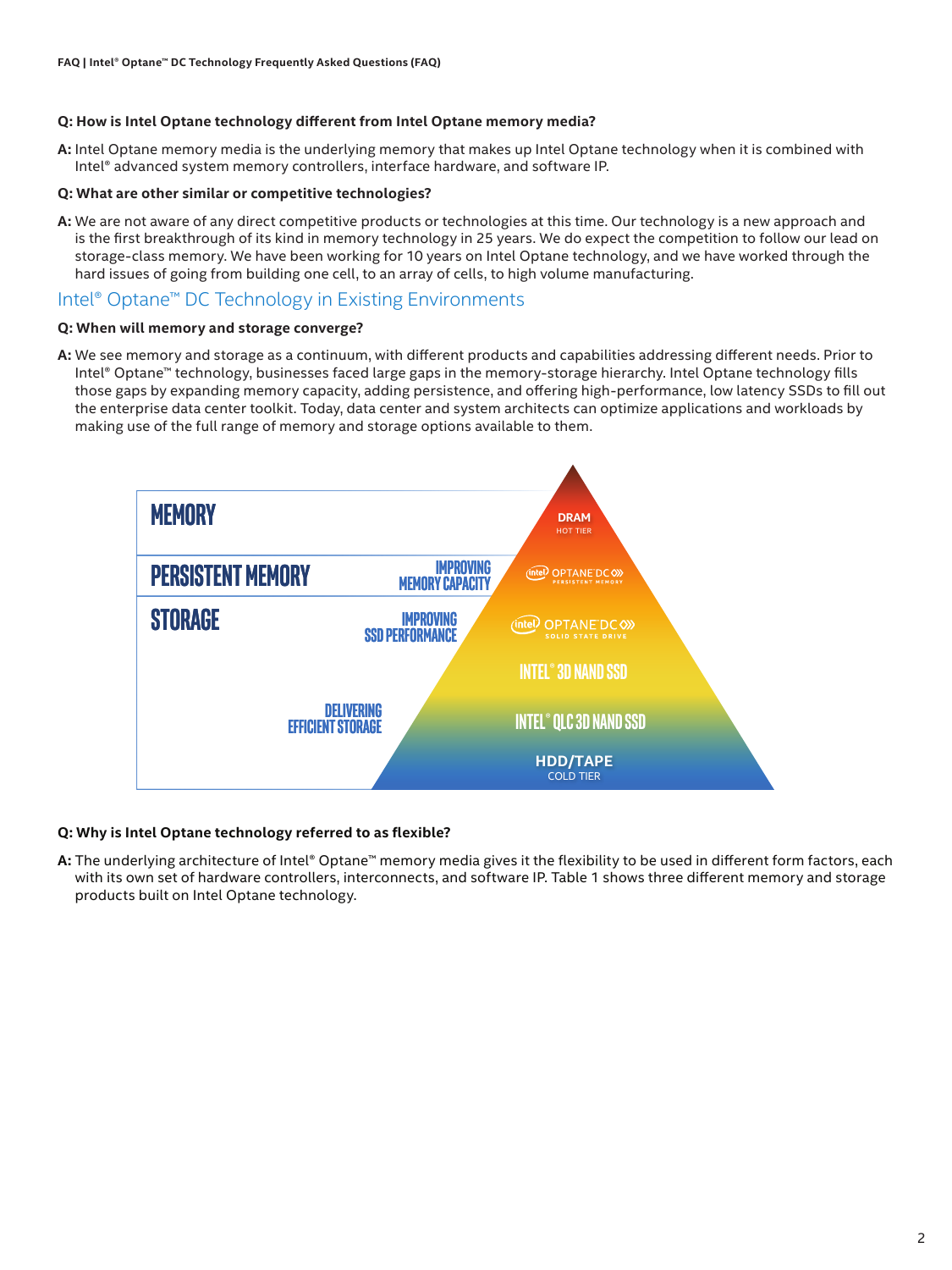**Q: How is Intel Optane technology different from Intel Optane memory media?**

**A:** Intel Optane memory media is the underlying memory that makes up Intel Optane technology when it is combined with Intel® advanced system memory controllers, interface hardware, and software IP.

**Q: What are other similar or competitive technologies?**

**A:** We are not aware of any direct competitive products or technologies at this time. Our technology is a new approach and is the first breakthrough of its kind in memory technology in 25 years. We do expect the competition to follow our lead on storage-class memory. We have been working for 10 years on Intel Optane technology, and we have worked through the hard issues of going from building one cell, to an array of cells, to high volume manufacturing.

## Intel® Optane™ DC Technology in Existing Environments

**Q: When will memory and storage converge?**

**A:** We see memory and storage as a continuum, with different products and capabilities addressing different needs. Prior to Intel® Optane™ technology, businesses faced large gaps in the memory-storage hierarchy. Intel Optane technology fills those gaps by expanding memory capacity, adding persistence, and offering high-performance, low latency SSDs to fill out the enterprise data center toolkit. Today, data center and system architects can optimize applications and workloads by making use of the full range of memory and storage options available to them.

MEMORY

PERSISTENT MEMORY

STORAGE

IMPROVING MEMORY CAPACITY

IMPROVING SSD PERFORMANCE

DELIVERING EFFICIENT STORAGE

DRAM
HOT TIER

intel OPTANE DC PERSISTENT MEMORY

intel OPTANE DC SOLID STATE DRIVE

INTEL® 3D NAND SSD

INTEL® QLC 3D NAND SSD

HDD/TAPE
COLD TIER

**Q: Why is Intel Optane technology referred to as flexible?**

**A:** The underlying architecture of Intel® Optane™ memory media gives it the flexibility to be used in different form factors, each with its own set of hardware controllers, interconnects, and software IP. Table 1 shows three different memory and storage products built on Intel Optane technology.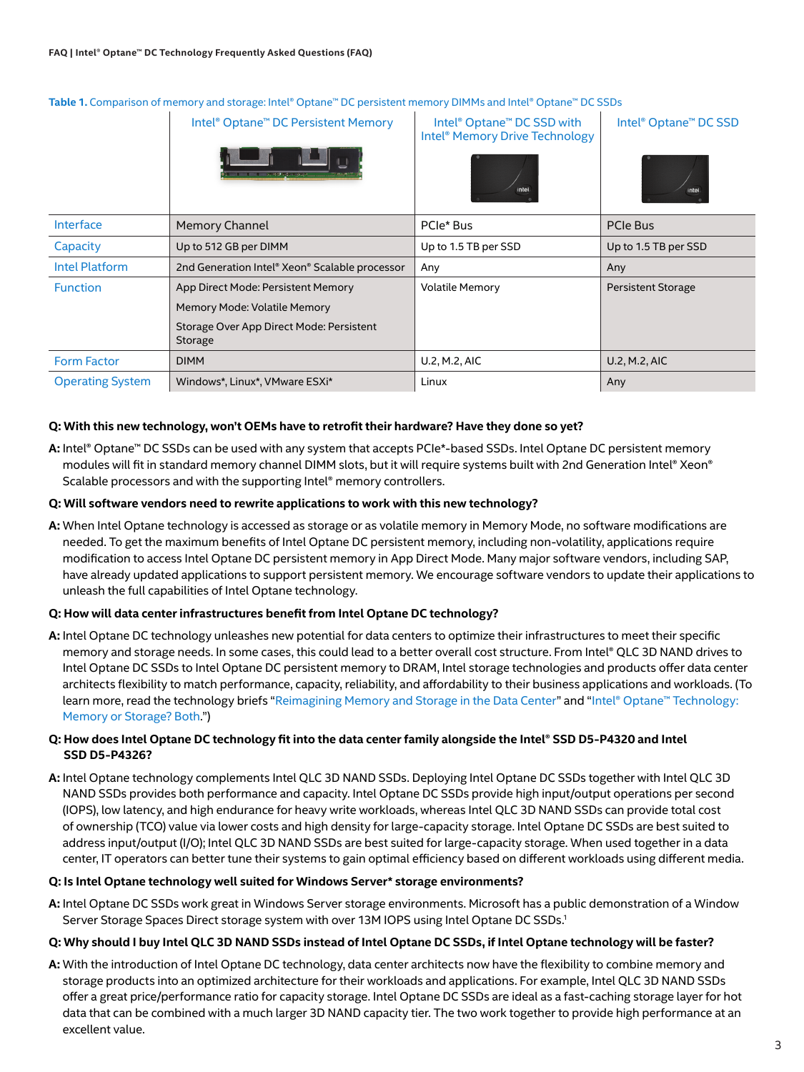**Table 1.** Comparison of memory and storage: Intel® Optane™ DC persistent memory DIMMs and Intel® Optane™ DC SSDs

| | Intel® Optane™ DC Persistent Memory | Intel® Optane™ DC SSD with Intel® Memory Drive Technology | Intel® Optane™ DC SSD |
|---|---|---|---|
| Interface | Memory Channel | PCIe* Bus | PCIe Bus |
| Capacity | Up to 512 GB per DIMM | Up to 1.5 TB per SSD | Up to 1.5 TB per SSD |
| Intel Platform | 2nd Generation Intel® Xeon® Scalable processor | Any | Any |
| Function | App Direct Mode: Persistent Memory<br>Memory Mode: Volatile Memory<br>Storage Over App Direct Mode: Persistent Storage | Volatile Memory | Persistent Storage |
| Form Factor | DIMM | U.2, M.2, AIC | U.2, M.2, AIC |
| Operating System | Windows*, Linux*, VMware ESXi* | Linux | Any |

**Q: With this new technology, won't OEMs have to retrofit their hardware? Have they done so yet?**

**A:** Intel® Optane™ DC SSDs can be used with any system that accepts PCIe*-based SSDs. Intel Optane DC persistent memory modules will fit in standard memory channel DIMM slots, but it will require systems built with 2nd Generation Intel® Xeon® Scalable processors and with the supporting Intel® memory controllers.

**Q: Will software vendors need to rewrite applications to work with this new technology?**

**A:** When Intel Optane technology is accessed as storage or as volatile memory in Memory Mode, no software modifications are needed. To get the maximum benefits of Intel Optane DC persistent memory, including non-volatility, applications require modification to access Intel Optane DC persistent memory in App Direct Mode. Many major software vendors, including SAP, have already updated applications to support persistent memory. We encourage software vendors to update their applications to unleash the full capabilities of Intel Optane technology.

**Q: How will data center infrastructures benefit from Intel Optane DC technology?**

**A:** Intel Optane DC technology unleashes new potential for data centers to optimize their infrastructures to meet their specific memory and storage needs. In some cases, this could lead to a better overall cost structure. From Intel® QLC 3D NAND drives to Intel Optane DC SSDs to Intel Optane DC persistent memory to DRAM, Intel storage technologies and products offer data center architects flexibility to match performance, capacity, reliability, and affordability to their business applications and workloads. (To learn more, read the technology briefs "Reimagining Memory and Storage in the Data Center" and "Intel® Optane™ Technology: Memory or Storage? Both.")

**Q: How does Intel Optane DC technology fit into the data center family alongside the Intel® SSD D5-P4320 and Intel SSD D5-P4326?**

**A:** Intel Optane technology complements Intel QLC 3D NAND SSDs. Deploying Intel Optane DC SSDs together with Intel QLC 3D NAND SSDs provides both performance and capacity. Intel Optane DC SSDs provide high input/output operations per second (IOPS), low latency, and high endurance for heavy write workloads, whereas Intel QLC 3D NAND SSDs can provide total cost of ownership (TCO) value via lower costs and high density for large-capacity storage. Intel Optane DC SSDs are best suited to address input/output (I/O); Intel QLC 3D NAND SSDs are best suited for large-capacity storage. When used together in a data center, IT operators can better tune their systems to gain optimal efficiency based on different workloads using different media.

**Q: Is Intel Optane technology well suited for Windows Server* storage environments?**

**A:** Intel Optane DC SSDs work great in Windows Server storage environments. Microsoft has a public demonstration of a Window Server Storage Spaces Direct storage system with over 13M IOPS using Intel Optane DC SSDs.[1]

**Q: Why should I buy Intel QLC 3D NAND SSDs instead of Intel Optane DC SSDs, if Intel Optane technology will be faster?**

**A:** With the introduction of Intel Optane DC technology, data center architects now have the flexibility to combine memory and storage products into an optimized architecture for their workloads and applications. For example, Intel QLC 3D NAND SSDs offer a great price/performance ratio for capacity storage. Intel Optane DC SSDs are ideal as a fast-caching storage layer for hot data that can be combined with a much larger 3D NAND capacity tier. The two work together to provide high performance at an excellent value.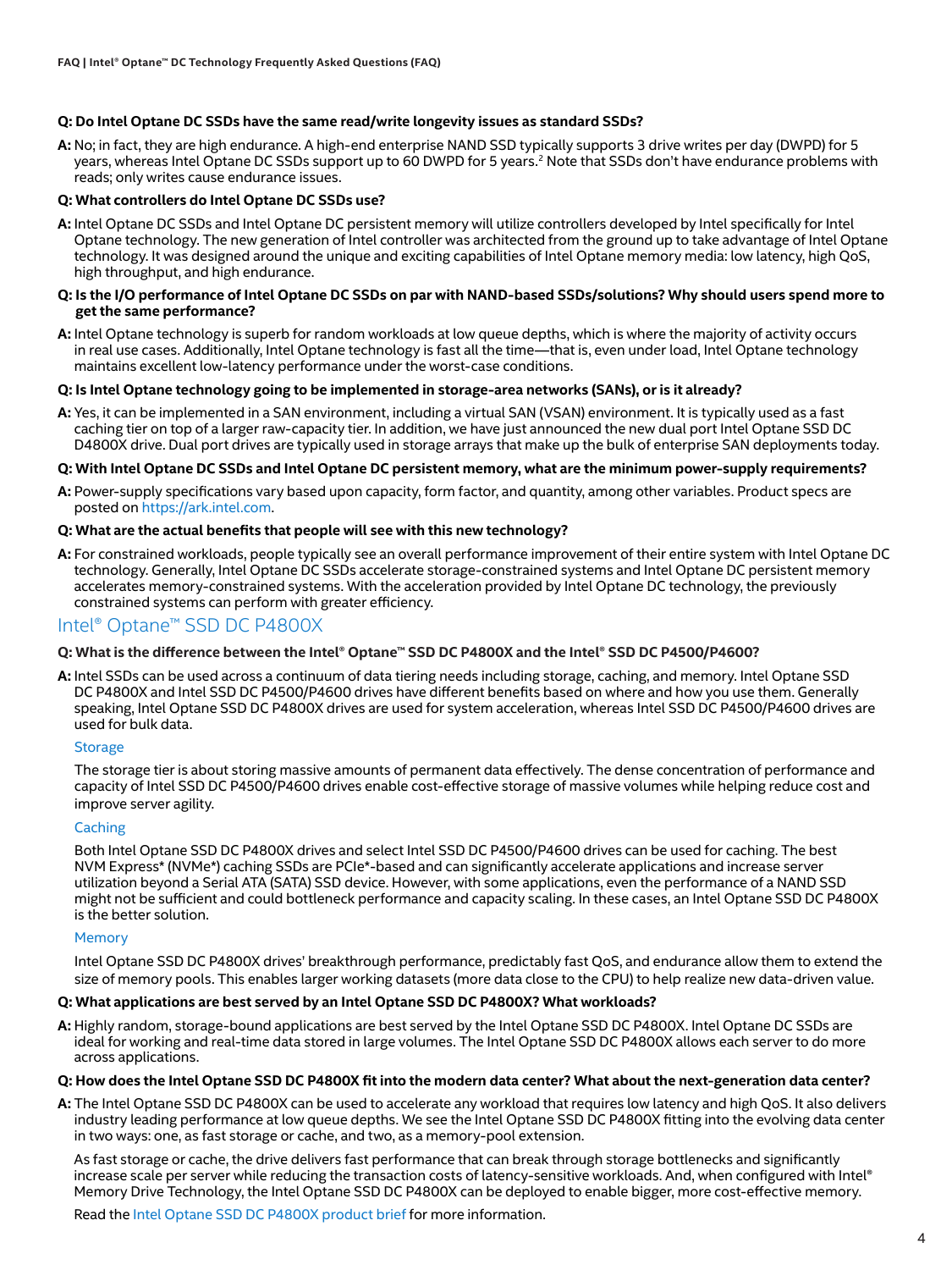**Q: Do Intel Optane DC SSDs have the same read/write longevity issues as standard SSDs?**

**A:** No; in fact, they are high endurance. A high-end enterprise NAND SSD typically supports 3 drive writes per day (DWPD) for 5 years, whereas Intel Optane DC SSDs support up to 60 DWPD for 5 years.[2] Note that SSDs don't have endurance problems with reads; only writes cause endurance issues.

**Q: What controllers do Intel Optane DC SSDs use?**

**A:** Intel Optane DC SSDs and Intel Optane DC persistent memory will utilize controllers developed by Intel specifically for Intel Optane technology. The new generation of Intel controller was architected from the ground up to take advantage of Intel Optane technology. It was designed around the unique and exciting capabilities of Intel Optane memory media: low latency, high QoS, high throughput, and high endurance.

**Q: Is the I/O performance of Intel Optane DC SSDs on par with NAND-based SSDs/solutions? Why should users spend more to get the same performance?**

**A:** Intel Optane technology is superb for random workloads at low queue depths, which is where the majority of activity occurs in real use cases. Additionally, Intel Optane technology is fast all the time—that is, even under load, Intel Optane technology maintains excellent low-latency performance under the worst-case conditions.

**Q: Is Intel Optane technology going to be implemented in storage-area networks (SANs), or is it already?**

**A:** Yes, it can be implemented in a SAN environment, including a virtual SAN (VSAN) environment. It is typically used as a fast caching tier on top of a larger raw-capacity tier. In addition, we have just announced the new dual port Intel Optane SSD DC D4800X drive. Dual port drives are typically used in storage arrays that make up the bulk of enterprise SAN deployments today.

**Q: With Intel Optane DC SSDs and Intel Optane DC persistent memory, what are the minimum power-supply requirements?**

**A:** Power-supply specifications vary based upon capacity, form factor, and quantity, among other variables. Product specs are posted on https://ark.intel.com.

**Q: What are the actual benefits that people will see with this new technology?**

**A:** For constrained workloads, people typically see an overall performance improvement of their entire system with Intel Optane DC technology. Generally, Intel Optane DC SSDs accelerate storage-constrained systems and Intel Optane DC persistent memory accelerates memory-constrained systems. With the acceleration provided by Intel Optane DC technology, the previously constrained systems can perform with greater efficiency.

## Intel® Optane™ SSD DC P4800X

**Q: What is the difference between the Intel® Optane™ SSD DC P4800X and the Intel® SSD DC P4500/P4600?**

**A:** Intel SSDs can be used across a continuum of data tiering needs including storage, caching, and memory. Intel Optane SSD DC P4800X and Intel SSD DC P4500/P4600 drives have different benefits based on where and how you use them. Generally speaking, Intel Optane SSD DC P4800X drives are used for system acceleration, whereas Intel SSD DC P4500/P4600 drives are used for bulk data.

### Storage

The storage tier is about storing massive amounts of permanent data effectively. The dense concentration of performance and capacity of Intel SSD DC P4500/P4600 drives enable cost-effective storage of massive volumes while helping reduce cost and improve server agility.

### Caching

Both Intel Optane SSD DC P4800X drives and select Intel SSD DC P4500/P4600 drives can be used for caching. The best NVM Express* (NVMe*) caching SSDs are PCIe*-based and can significantly accelerate applications and increase server utilization beyond a Serial ATA (SATA) SSD device. However, with some applications, even the performance of a NAND SSD might not be sufficient and could bottleneck performance and capacity scaling. In these cases, an Intel Optane SSD DC P4800X is the better solution.

### Memory

Intel Optane SSD DC P4800X drives' breakthrough performance, predictably fast QoS, and endurance allow them to extend the size of memory pools. This enables larger working datasets (more data close to the CPU) to help realize new data-driven value.

**Q: What applications are best served by an Intel Optane SSD DC P4800X? What workloads?**

**A:** Highly random, storage-bound applications are best served by the Intel Optane SSD DC P4800X. Intel Optane DC SSDs are ideal for working and real-time data stored in large volumes. The Intel Optane SSD DC P4800X allows each server to do more across applications.

**Q: How does the Intel Optane SSD DC P4800X fit into the modern data center? What about the next-generation data center?**

**A:** The Intel Optane SSD DC P4800X can be used to accelerate any workload that requires low latency and high QoS. It also delivers industry leading performance at low queue depths. We see the Intel Optane SSD DC P4800X fitting into the evolving data center in two ways: one, as fast storage or cache, and two, as a memory-pool extension.

As fast storage or cache, the drive delivers fast performance that can break through storage bottlenecks and significantly increase scale per server while reducing the transaction costs of latency-sensitive workloads. And, when configured with Intel® Memory Drive Technology, the Intel Optane SSD DC P4800X can be deployed to enable bigger, more cost-effective memory.

Read the Intel Optane SSD DC P4800X product brief for more information.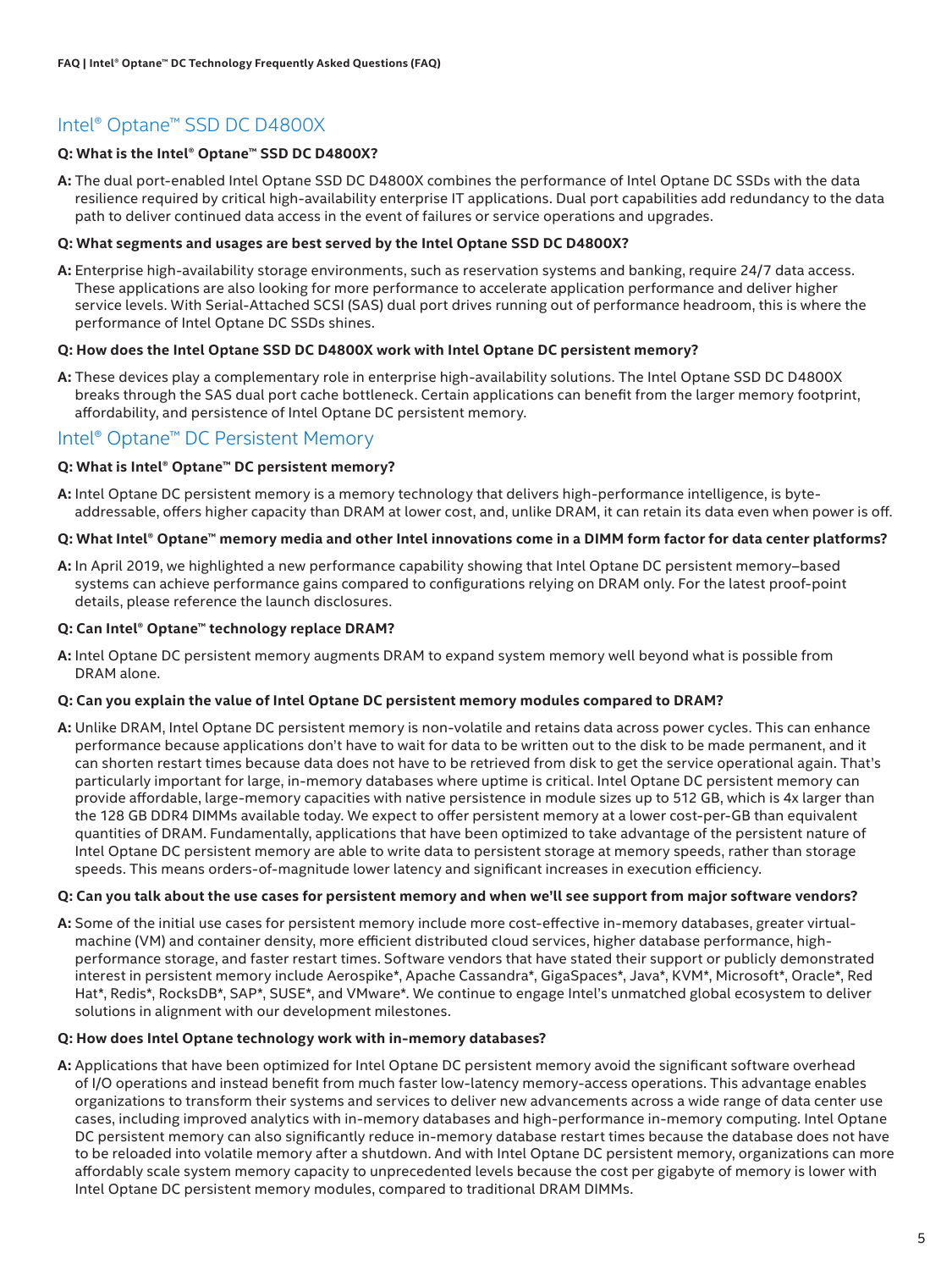## Intel® Optane™ SSD DC D4800X

**Q: What is the Intel® Optane™ SSD DC D4800X?**

**A:** The dual port-enabled Intel Optane SSD DC D4800X combines the performance of Intel Optane DC SSDs with the data resilience required by critical high-availability enterprise IT applications. Dual port capabilities add redundancy to the data path to deliver continued data access in the event of failures or service operations and upgrades.

**Q: What segments and usages are best served by the Intel Optane SSD DC D4800X?**

**A:** Enterprise high-availability storage environments, such as reservation systems and banking, require 24/7 data access. These applications are also looking for more performance to accelerate application performance and deliver higher service levels. With Serial-Attached SCSI (SAS) dual port drives running out of performance headroom, this is where the performance of Intel Optane DC SSDs shines.

**Q: How does the Intel Optane SSD DC D4800X work with Intel Optane DC persistent memory?**

**A:** These devices play a complementary role in enterprise high-availability solutions. The Intel Optane SSD DC D4800X breaks through the SAS dual port cache bottleneck. Certain applications can benefit from the larger memory footprint, affordability, and persistence of Intel Optane DC persistent memory.

## Intel® Optane™ DC Persistent Memory

**Q: What is Intel® Optane™ DC persistent memory?**

**A:** Intel Optane DC persistent memory is a memory technology that delivers high-performance intelligence, is byte-addressable, offers higher capacity than DRAM at lower cost, and, unlike DRAM, it can retain its data even when power is off.

**Q: What Intel® Optane™ memory media and other Intel innovations come in a DIMM form factor for data center platforms?**

**A:** In April 2019, we highlighted a new performance capability showing that Intel Optane DC persistent memory–based systems can achieve performance gains compared to configurations relying on DRAM only. For the latest proof-point details, please reference the launch disclosures.

**Q: Can Intel® Optane™ technology replace DRAM?**

**A:** Intel Optane DC persistent memory augments DRAM to expand system memory well beyond what is possible from DRAM alone.

**Q: Can you explain the value of Intel Optane DC persistent memory modules compared to DRAM?**

**A:** Unlike DRAM, Intel Optane DC persistent memory is non-volatile and retains data across power cycles. This can enhance performance because applications don't have to wait for data to be written out to the disk to be made permanent, and it can shorten restart times because data does not have to be retrieved from disk to get the service operational again. That's particularly important for large, in-memory databases where uptime is critical. Intel Optane DC persistent memory can provide affordable, large-memory capacities with native persistence in module sizes up to 512 GB, which is 4x larger than the 128 GB DDR4 DIMMs available today. We expect to offer persistent memory at a lower cost-per-GB than equivalent quantities of DRAM. Fundamentally, applications that have been optimized to take advantage of the persistent nature of Intel Optane DC persistent memory are able to write data to persistent storage at memory speeds, rather than storage speeds. This means orders-of-magnitude lower latency and significant increases in execution efficiency.

**Q: Can you talk about the use cases for persistent memory and when we'll see support from major software vendors?**

**A:** Some of the initial use cases for persistent memory include more cost-effective in-memory databases, greater virtual-machine (VM) and container density, more efficient distributed cloud services, higher database performance, high-performance storage, and faster restart times. Software vendors that have stated their support or publicly demonstrated interest in persistent memory include Aerospike*, Apache Cassandra*, GigaSpaces*, Java*, KVM*, Microsoft*, Oracle*, Red Hat*, Redis*, RocksDB*, SAP*, SUSE*, and VMware*. We continue to engage Intel's unmatched global ecosystem to deliver solutions in alignment with our development milestones.

**Q: How does Intel Optane technology work with in-memory databases?**

**A:** Applications that have been optimized for Intel Optane DC persistent memory avoid the significant software overhead of I/O operations and instead benefit from much faster low-latency memory-access operations. This advantage enables organizations to transform their systems and services to deliver new advancements across a wide range of data center use cases, including improved analytics with in-memory databases and high-performance in-memory computing. Intel Optane DC persistent memory can also significantly reduce in-memory database restart times because the database does not have to be reloaded into volatile memory after a shutdown. And with Intel Optane DC persistent memory, organizations can more affordably scale system memory capacity to unprecedented levels because the cost per gigabyte of memory is lower with Intel Optane DC persistent memory modules, compared to traditional DRAM DIMMs.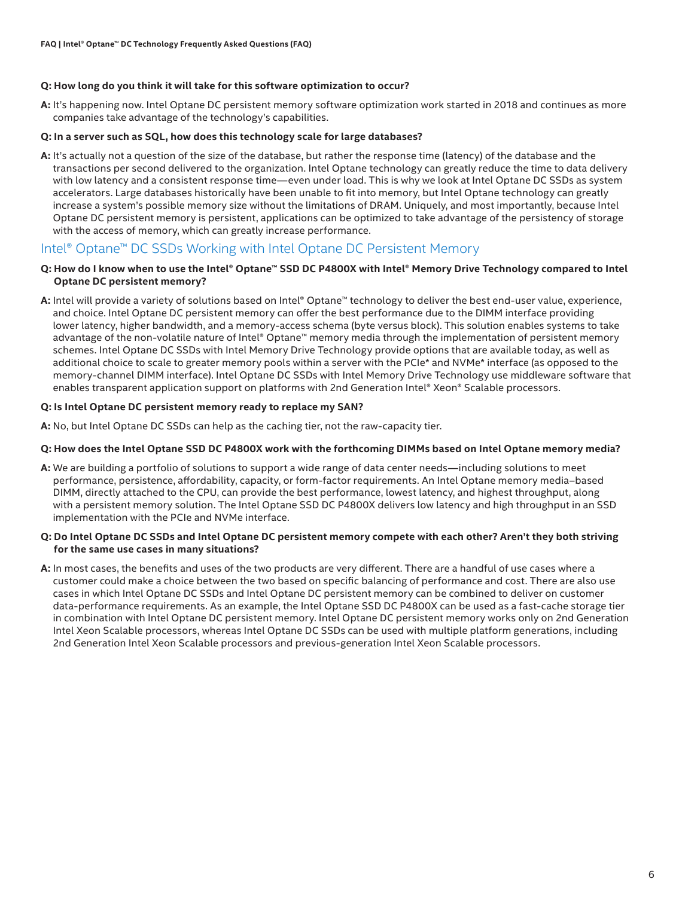**Q: How long do you think it will take for this software optimization to occur?**

**A:** It's happening now. Intel Optane DC persistent memory software optimization work started in 2018 and continues as more companies take advantage of the technology's capabilities.

**Q: In a server such as SQL, how does this technology scale for large databases?**

**A:** It's actually not a question of the size of the database, but rather the response time (latency) of the database and the transactions per second delivered to the organization. Intel Optane technology can greatly reduce the time to data delivery with low latency and a consistent response time—even under load. This is why we look at Intel Optane DC SSDs as system accelerators. Large databases historically have been unable to fit into memory, but Intel Optane technology can greatly increase a system's possible memory size without the limitations of DRAM. Uniquely, and most importantly, because Intel Optane DC persistent memory is persistent, applications can be optimized to take advantage of the persistency of storage with the access of memory, which can greatly increase performance.

## Intel® Optane™ DC SSDs Working with Intel Optane DC Persistent Memory

**Q: How do I know when to use the Intel® Optane™ SSD DC P4800X with Intel® Memory Drive Technology compared to Intel Optane DC persistent memory?**

**A:** Intel will provide a variety of solutions based on Intel® Optane™ technology to deliver the best end-user value, experience, and choice. Intel Optane DC persistent memory can offer the best performance due to the DIMM interface providing lower latency, higher bandwidth, and a memory-access schema (byte versus block). This solution enables systems to take advantage of the non-volatile nature of Intel® Optane™ memory media through the implementation of persistent memory schemes. Intel Optane DC SSDs with Intel Memory Drive Technology provide options that are available today, as well as additional choice to scale to greater memory pools within a server with the PCIe* and NVMe* interface (as opposed to the memory-channel DIMM interface). Intel Optane DC SSDs with Intel Memory Drive Technology use middleware software that enables transparent application support on platforms with 2nd Generation Intel® Xeon® Scalable processors.

**Q: Is Intel Optane DC persistent memory ready to replace my SAN?**

**A:** No, but Intel Optane DC SSDs can help as the caching tier, not the raw-capacity tier.

**Q: How does the Intel Optane SSD DC P4800X work with the forthcoming DIMMs based on Intel Optane memory media?**

**A:** We are building a portfolio of solutions to support a wide range of data center needs—including solutions to meet performance, persistence, affordability, capacity, or form-factor requirements. An Intel Optane memory media–based DIMM, directly attached to the CPU, can provide the best performance, lowest latency, and highest throughput, along with a persistent memory solution. The Intel Optane SSD DC P4800X delivers low latency and high throughput in an SSD implementation with the PCIe and NVMe interface.

**Q: Do Intel Optane DC SSDs and Intel Optane DC persistent memory compete with each other? Aren't they both striving for the same use cases in many situations?**

**A:** In most cases, the benefits and uses of the two products are very different. There are a handful of use cases where a customer could make a choice between the two based on specific balancing of performance and cost. There are also use cases in which Intel Optane DC SSDs and Intel Optane DC persistent memory can be combined to deliver on customer data-performance requirements. As an example, the Intel Optane SSD DC P4800X can be used as a fast-cache storage tier in combination with Intel Optane DC persistent memory. Intel Optane DC persistent memory works only on 2nd Generation Intel Xeon Scalable processors, whereas Intel Optane DC SSDs can be used with multiple platform generations, including 2nd Generation Intel Xeon Scalable processors and previous-generation Intel Xeon Scalable processors.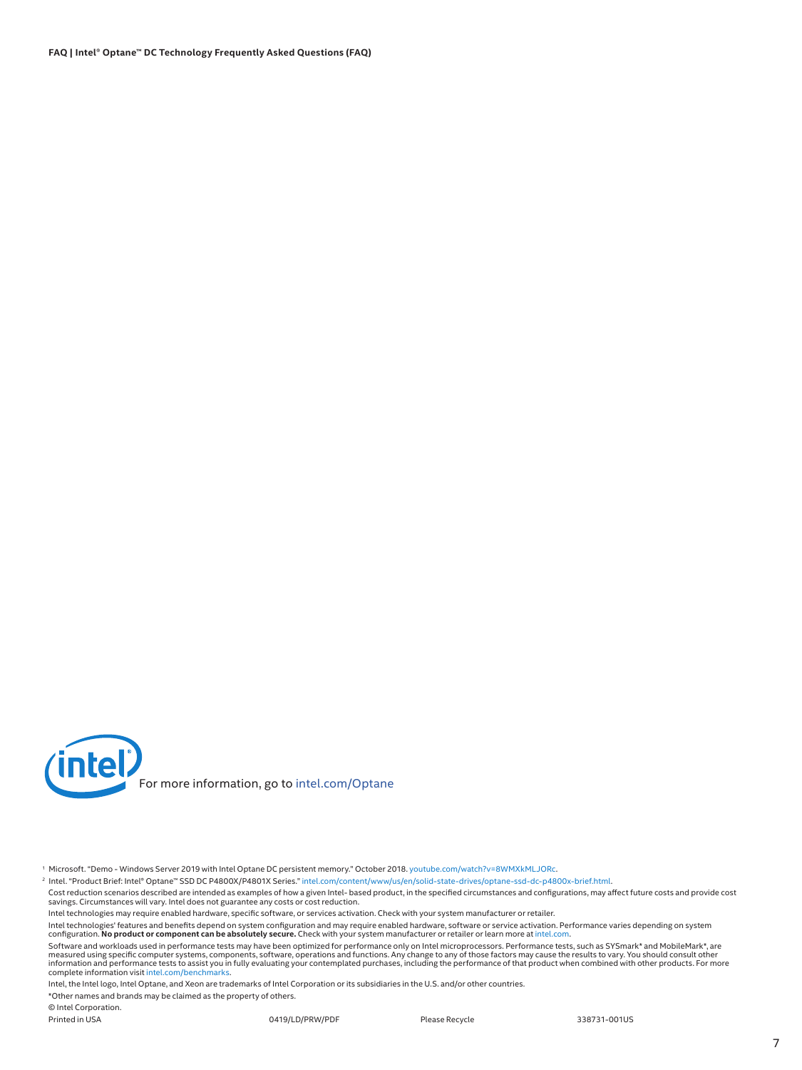For more information, go to intel.com/Optane

[1] Microsoft. "Demo - Windows Server 2019 with Intel Optane DC persistent memory." October 2018. youtube.com/watch?v=8WMXkMLJORc.

[2] Intel. "Product Brief: Intel® Optane™ SSD DC P4800X/P4801X Series." intel.com/content/www/us/en/solid-state-drives/optane-ssd-dc-p4800x-brief.html.

Cost reduction scenarios described are intended as examples of how a given Intel- based product, in the specified circumstances and configurations, may affect future costs and provide cost savings. Circumstances will vary. Intel does not guarantee any costs or cost reduction.

Intel technologies may require enabled hardware, specific software, or services activation. Check with your system manufacturer or retailer.

Intel technologies' features and benefits depend on system configuration and may require enabled hardware, software or service activation. Performance varies depending on system configuration. **No product or component can be absolutely secure.** Check with your system manufacturer or retailer or learn more at intel.com.

Software and workloads used in performance tests may have been optimized for performance only on Intel microprocessors. Performance tests, such as SYSmark* and MobileMark*, are measured using specific computer systems, components, software, operations and functions. Any change to any of those factors may cause the results to vary. You should consult other information and performance tests to assist you in fully evaluating your contemplated purchases, including the performance of that product when combined with other products. For more complete information visit intel.com/benchmarks.

Intel, the Intel logo, Intel Optane, and Xeon are trademarks of Intel Corporation or its subsidiaries in the U.S. and/or other countries.

*Other names and brands may be claimed as the property of others.

© Intel Corporation.

Printed in USA 0419/LD/PRW/PDF Please Recycle 338731-001US